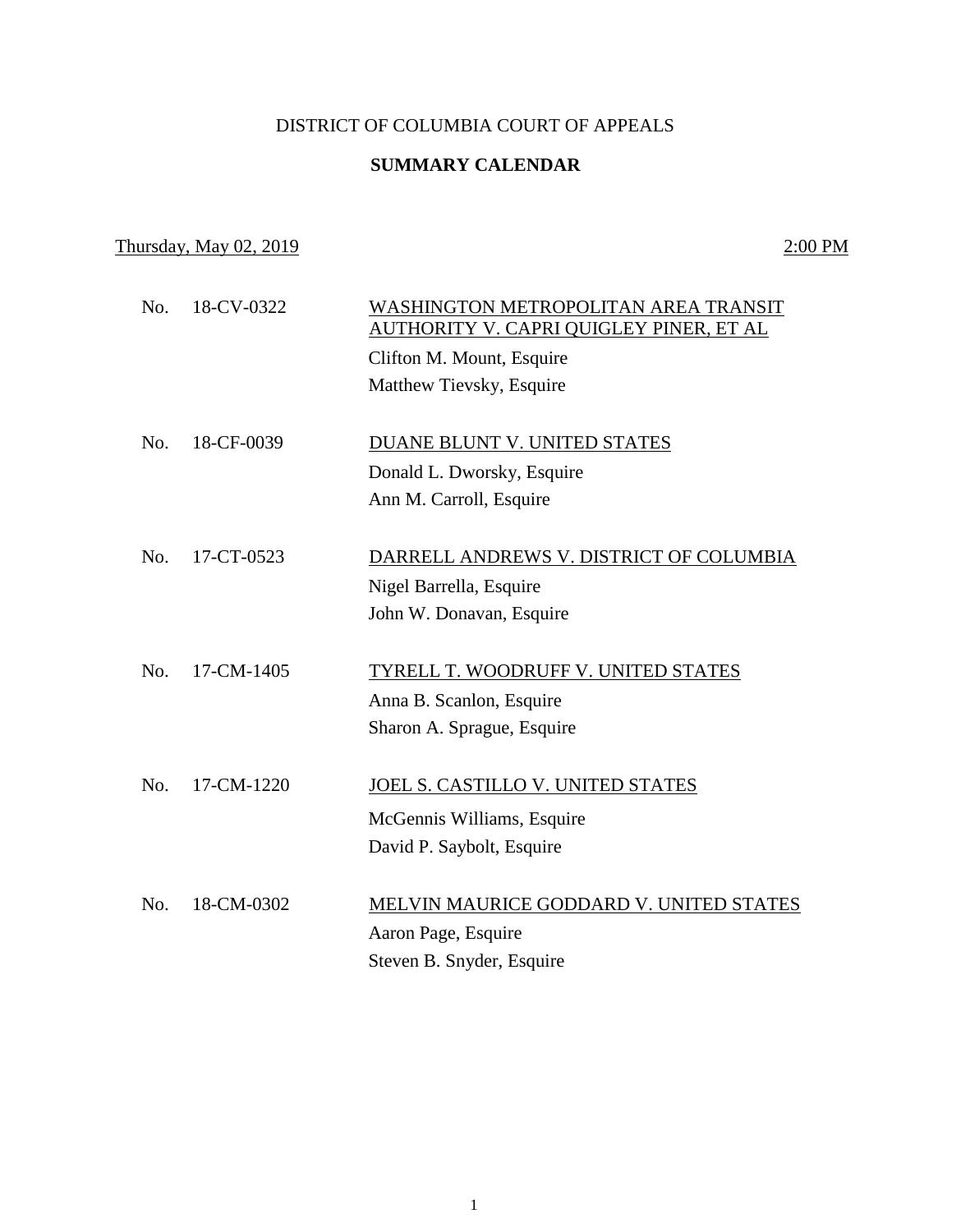DISTRICT OF COLUMBIA COURT OF APPEALS

**SUMMARY CALENDAR**

Thursday, May 02, 2019 — 2:00 PM

No. 18-CV-0322 — WASHINGTON METROPOLITAN AREA TRANSIT AUTHORITY V. CAPRI QUIGLEY PINER, ET AL
Clifton M. Mount, Esquire
Matthew Tievsky, Esquire

No. 18-CF-0039 — DUANE BLUNT V. UNITED STATES
Donald L. Dworsky, Esquire
Ann M. Carroll, Esquire

No. 17-CT-0523 — DARRELL ANDREWS V. DISTRICT OF COLUMBIA
Nigel Barrella, Esquire
John W. Donavan, Esquire

No. 17-CM-1405 — TYRELL T. WOODRUFF V. UNITED STATES
Anna B. Scanlon, Esquire
Sharon A. Sprague, Esquire

No. 17-CM-1220 — JOEL S. CASTILLO V. UNITED STATES
McGennis Williams, Esquire
David P. Saybolt, Esquire

No. 18-CM-0302 — MELVIN MAURICE GODDARD V. UNITED STATES
Aaron Page, Esquire
Steven B. Snyder, Esquire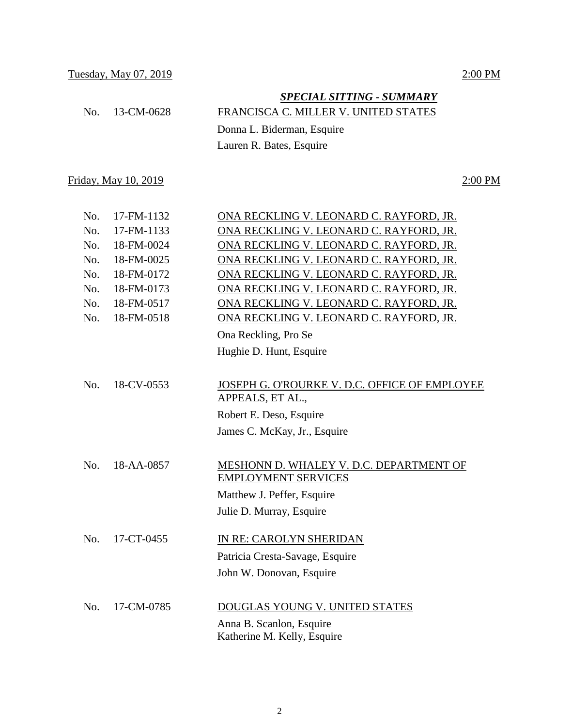Tuesday, May 07, 2019 — 2:00 PM

***SPECIAL SITTING - SUMMARY***

No. 13-CM-0628 — FRANCISCA C. MILLER V. UNITED STATES

Donna L. Biderman, Esquire
Lauren R. Bates, Esquire

Friday, May 10, 2019 — 2:00 PM

No. 17-FM-1132 — ONA RECKLING V. LEONARD C. RAYFORD, JR.
No. 17-FM-1133 — ONA RECKLING V. LEONARD C. RAYFORD, JR.
No. 18-FM-0024 — ONA RECKLING V. LEONARD C. RAYFORD, JR.
No. 18-FM-0025 — ONA RECKLING V. LEONARD C. RAYFORD, JR.
No. 18-FM-0172 — ONA RECKLING V. LEONARD C. RAYFORD, JR.
No. 18-FM-0173 — ONA RECKLING V. LEONARD C. RAYFORD, JR.
No. 18-FM-0517 — ONA RECKLING V. LEONARD C. RAYFORD, JR.
No. 18-FM-0518 — ONA RECKLING V. LEONARD C. RAYFORD, JR.

Ona Reckling, Pro Se
Hughie D. Hunt, Esquire

No. 18-CV-0553 — JOSEPH G. O'ROURKE V. D.C. OFFICE OF EMPLOYEE APPEALS, ET AL.,

Robert E. Deso, Esquire
James C. McKay, Jr., Esquire

No. 18-AA-0857 — MESHONN D. WHALEY V. D.C. DEPARTMENT OF EMPLOYMENT SERVICES

Matthew J. Peffer, Esquire
Julie D. Murray, Esquire

No. 17-CT-0455 — IN RE: CAROLYN SHERIDAN

Patricia Cresta-Savage, Esquire
John W. Donovan, Esquire

No. 17-CM-0785 — DOUGLAS YOUNG V. UNITED STATES

Anna B. Scanlon, Esquire
Katherine M. Kelly, Esquire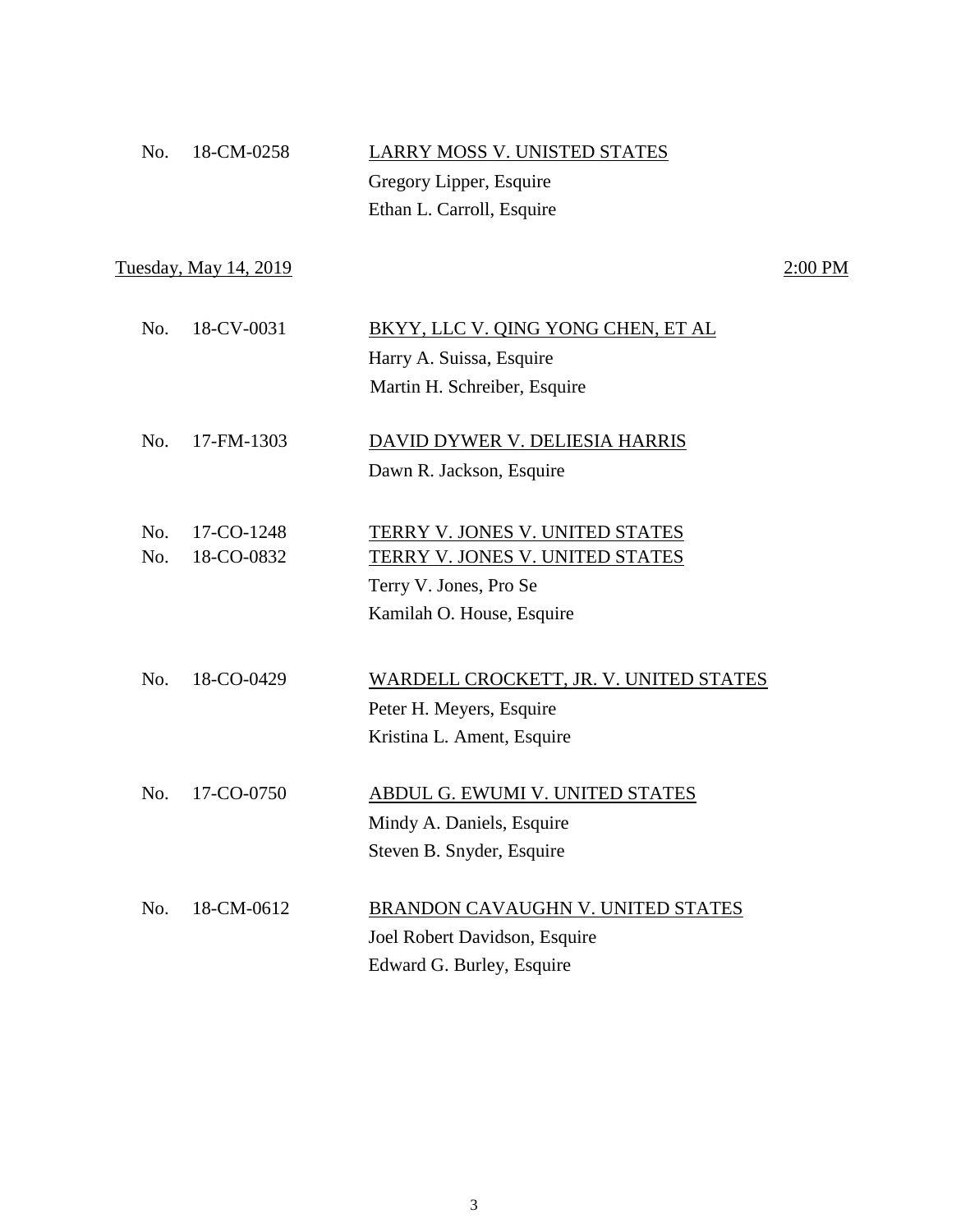No. 18-CM-0258 LARRY MOSS V. UNISTED STATES

Gregory Lipper, Esquire

Ethan L. Carroll, Esquire

Tuesday, May 14, 2019 2:00 PM

No. 18-CV-0031 BKYY, LLC V. QING YONG CHEN, ET AL

Harry A. Suissa, Esquire

Martin H. Schreiber, Esquire

No. 17-FM-1303 DAVID DYWER V. DELIESIA HARRIS

Dawn R. Jackson, Esquire

No. 17-CO-1248 TERRY V. JONES V. UNITED STATES

No. 18-CO-0832 TERRY V. JONES V. UNITED STATES

Terry V. Jones, Pro Se

Kamilah O. House, Esquire

No. 18-CO-0429 WARDELL CROCKETT, JR. V. UNITED STATES

Peter H. Meyers, Esquire

Kristina L. Ament, Esquire

No. 17-CO-0750 ABDUL G. EWUMI V. UNITED STATES

Mindy A. Daniels, Esquire

Steven B. Snyder, Esquire

No. 18-CM-0612 BRANDON CAVAUGHN V. UNITED STATES

Joel Robert Davidson, Esquire

Edward G. Burley, Esquire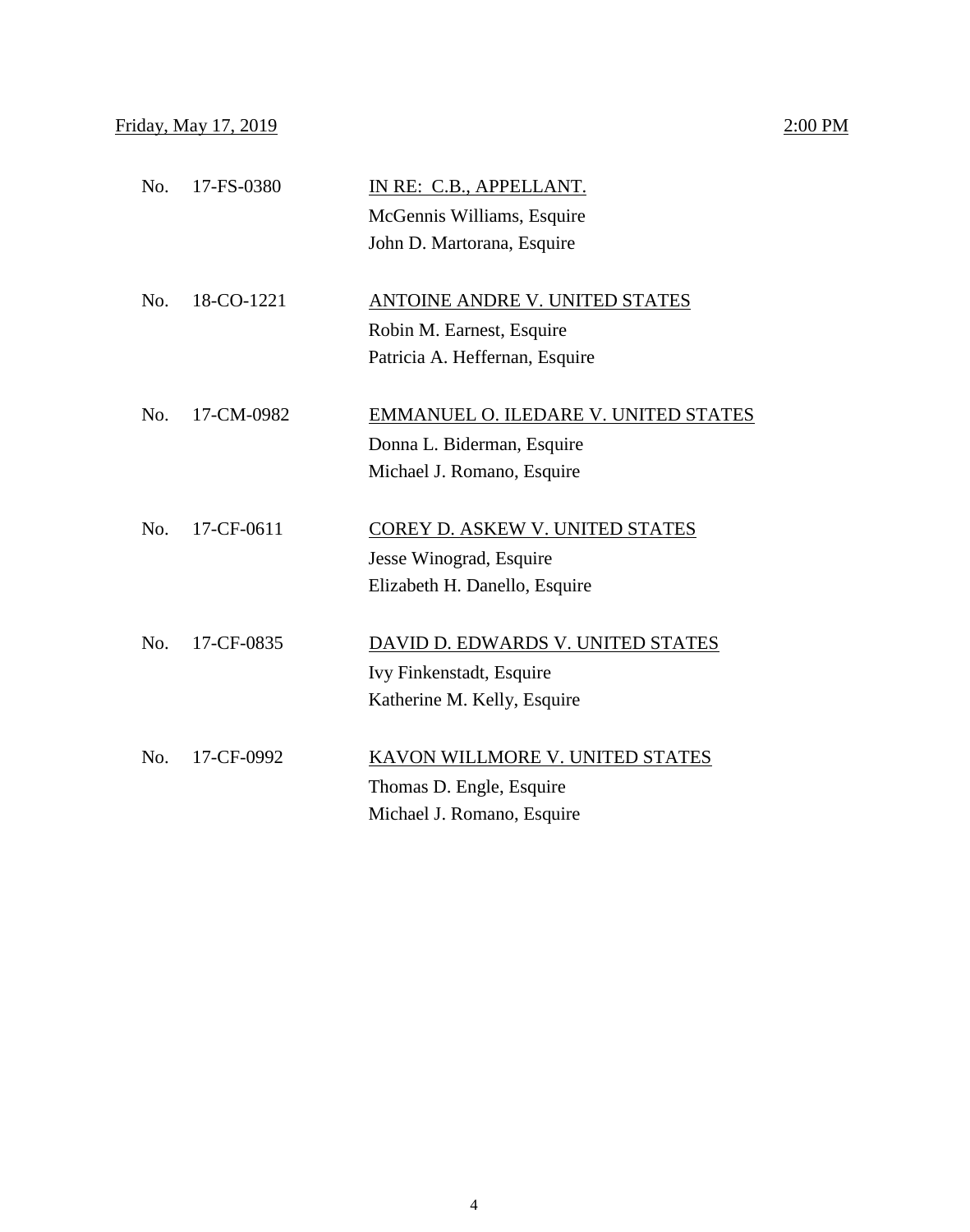Friday, May 17, 2019 — 2:00 PM

| No. | Case | Parties and Counsel |
|---|---|---|
| No. | 17-FS-0380 | IN RE: C.B., APPELLANT.<br>McGennis Williams, Esquire<br>John D. Martorana, Esquire |
| No. | 18-CO-1221 | ANTOINE ANDRE V. UNITED STATES<br>Robin M. Earnest, Esquire<br>Patricia A. Heffernan, Esquire |
| No. | 17-CM-0982 | EMMANUEL O. ILEDARE V. UNITED STATES<br>Donna L. Biderman, Esquire<br>Michael J. Romano, Esquire |
| No. | 17-CF-0611 | COREY D. ASKEW V. UNITED STATES<br>Jesse Winograd, Esquire<br>Elizabeth H. Danello, Esquire |
| No. | 17-CF-0835 | DAVID D. EDWARDS V. UNITED STATES<br>Ivy Finkenstadt, Esquire<br>Katherine M. Kelly, Esquire |
| No. | 17-CF-0992 | KAVON WILLMORE V. UNITED STATES<br>Thomas D. Engle, Esquire<br>Michael J. Romano, Esquire |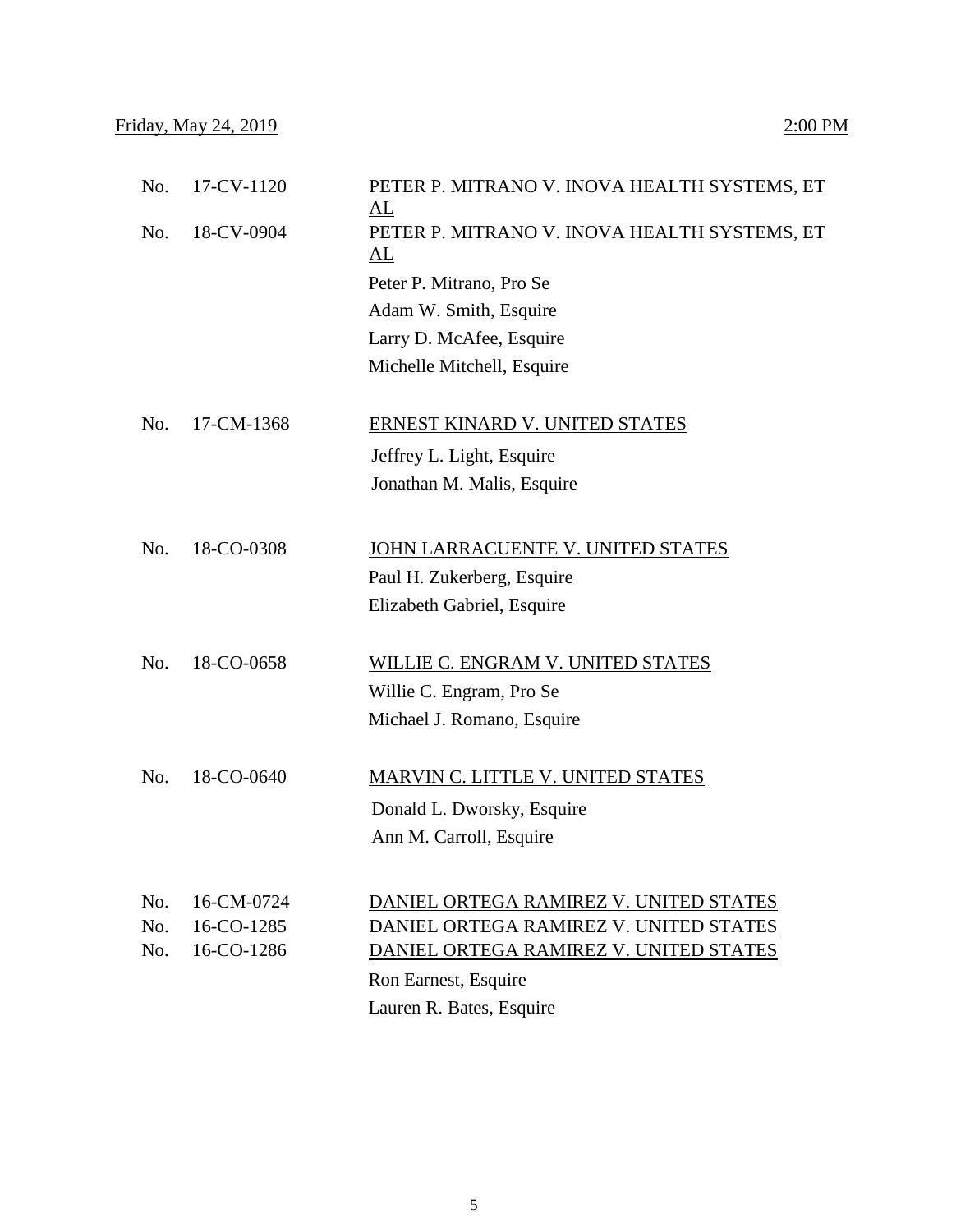Friday, May 24, 2019 — 2:00 PM

| | | |
|---|---|---|
| No. | 17-CV-1120 | PETER P. MITRANO V. INOVA HEALTH SYSTEMS, ET AL |
| No. | 18-CV-0904 | PETER P. MITRANO V. INOVA HEALTH SYSTEMS, ET AL |
| | | Peter P. Mitrano, Pro Se |
| | | Adam W. Smith, Esquire |
| | | Larry D. McAfee, Esquire |
| | | Michelle Mitchell, Esquire |
| No. | 17-CM-1368 | ERNEST KINARD V. UNITED STATES |
| | | Jeffrey L. Light, Esquire |
| | | Jonathan M. Malis, Esquire |
| No. | 18-CO-0308 | JOHN LARRACUENTE V. UNITED STATES |
| | | Paul H. Zukerberg, Esquire |
| | | Elizabeth Gabriel, Esquire |
| No. | 18-CO-0658 | WILLIE C. ENGRAM V. UNITED STATES |
| | | Willie C. Engram, Pro Se |
| | | Michael J. Romano, Esquire |
| No. | 18-CO-0640 | MARVIN C. LITTLE V. UNITED STATES |
| | | Donald L. Dworsky, Esquire |
| | | Ann M. Carroll, Esquire |
| No. | 16-CM-0724 | DANIEL ORTEGA RAMIREZ V. UNITED STATES |
| No. | 16-CO-1285 | DANIEL ORTEGA RAMIREZ V. UNITED STATES |
| No. | 16-CO-1286 | DANIEL ORTEGA RAMIREZ V. UNITED STATES |
| | | Ron Earnest, Esquire |
| | | Lauren R. Bates, Esquire |